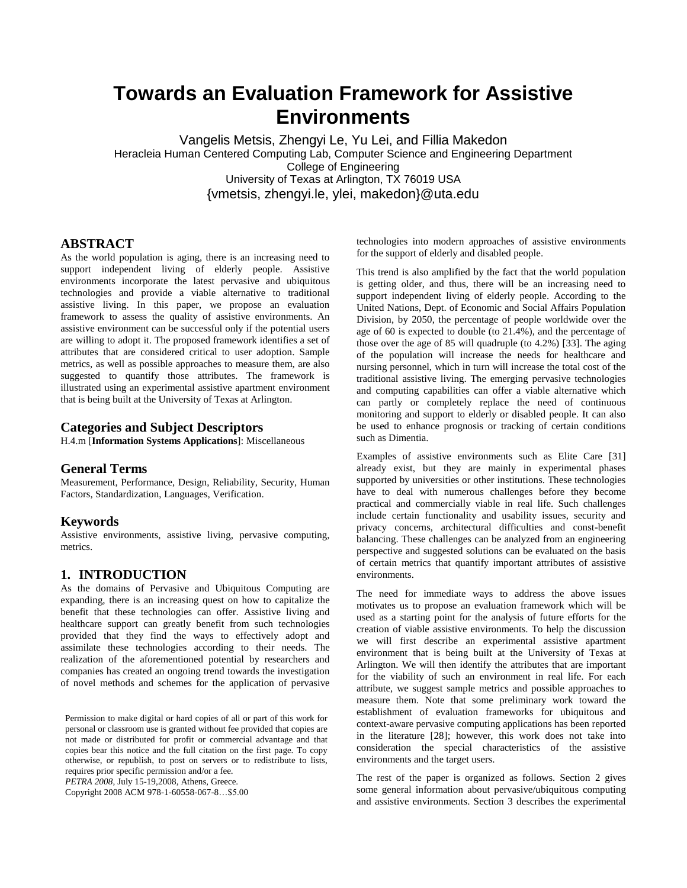# Towards an Evaluation Framework for Assistive Environments

Vangelis Metsis, Zhengyi Le, Yu Lei, and Fillia Makedon
Heracleia Human Centered Computing Lab, Computer Science and Engineering Department
College of Engineering
University of Texas at Arlington, TX 76019 USA
{vmetsis, zhengyi.le, ylei, makedon}@uta.edu

## ABSTRACT

As the world population is aging, there is an increasing need to support independent living of elderly people. Assistive environments incorporate the latest pervasive and ubiquitous technologies and provide a viable alternative to traditional assistive living. In this paper, we propose an evaluation framework to assess the quality of assistive environments. An assistive environment can be successful only if the potential users are willing to adopt it. The proposed framework identifies a set of attributes that are considered critical to user adoption. Sample metrics, as well as possible approaches to measure them, are also suggested to quantify those attributes. The framework is illustrated using an experimental assistive apartment environment that is being built at the University of Texas at Arlington.

## Categories and Subject Descriptors

H.4.m [**Information Systems Applications**]: Miscellaneous

## General Terms

Measurement, Performance, Design, Reliability, Security, Human Factors, Standardization, Languages, Verification.

## Keywords

Assistive environments, assistive living, pervasive computing, metrics.

## 1. INTRODUCTION

As the domains of Pervasive and Ubiquitous Computing are expanding, there is an increasing quest on how to capitalize the benefit that these technologies can offer. Assistive living and healthcare support can greatly benefit from such technologies provided that they find the ways to effectively adopt and assimilate these technologies according to their needs. The realization of the aforementioned potential by researchers and companies has created an ongoing trend towards the investigation of novel methods and schemes for the application of pervasive technologies into modern approaches of assistive environments for the support of elderly and disabled people.

This trend is also amplified by the fact that the world population is getting older, and thus, there will be an increasing need to support independent living of elderly people. According to the United Nations, Dept. of Economic and Social Affairs Population Division, by 2050, the percentage of people worldwide over the age of 60 is expected to double (to 21.4%), and the percentage of those over the age of 85 will quadruple (to 4.2%) [33]. The aging of the population will increase the needs for healthcare and nursing personnel, which in turn will increase the total cost of the traditional assistive living. The emerging pervasive technologies and computing capabilities can offer a viable alternative which can partly or completely replace the need of continuous monitoring and support to elderly or disabled people. It can also be used to enhance prognosis or tracking of certain conditions such as Dimentia.

Examples of assistive environments such as Elite Care [31] already exist, but they are mainly in experimental phases supported by universities or other institutions. These technologies have to deal with numerous challenges before they become practical and commercially viable in real life. Such challenges include certain functionality and usability issues, security and privacy concerns, architectural difficulties and const-benefit balancing. These challenges can be analyzed from an engineering perspective and suggested solutions can be evaluated on the basis of certain metrics that quantify important attributes of assistive environments.

The need for immediate ways to address the above issues motivates us to propose an evaluation framework which will be used as a starting point for the analysis of future efforts for the creation of viable assistive environments. To help the discussion we will first describe an experimental assistive apartment environment that is being built at the University of Texas at Arlington. We will then identify the attributes that are important for the viability of such an environment in real life. For each attribute, we suggest sample metrics and possible approaches to measure them. Note that some preliminary work toward the establishment of evaluation frameworks for ubiquitous and context-aware pervasive computing applications has been reported in the literature [28]; however, this work does not take into consideration the special characteristics of the assistive environments and the target users.

The rest of the paper is organized as follows. Section 2 gives some general information about pervasive/ubiquitous computing and assistive environments. Section 3 describes the experimental

Permission to make digital or hard copies of all or part of this work for personal or classroom use is granted without fee provided that copies are not made or distributed for profit or commercial advantage and that copies bear this notice and the full citation on the first page. To copy otherwise, or republish, to post on servers or to redistribute to lists, requires prior specific permission and/or a fee.
*PETRA 2008*, July 15-19,2008, Athens, Greece.
Copyright 2008 ACM 978-1-60558-067-8…$5.00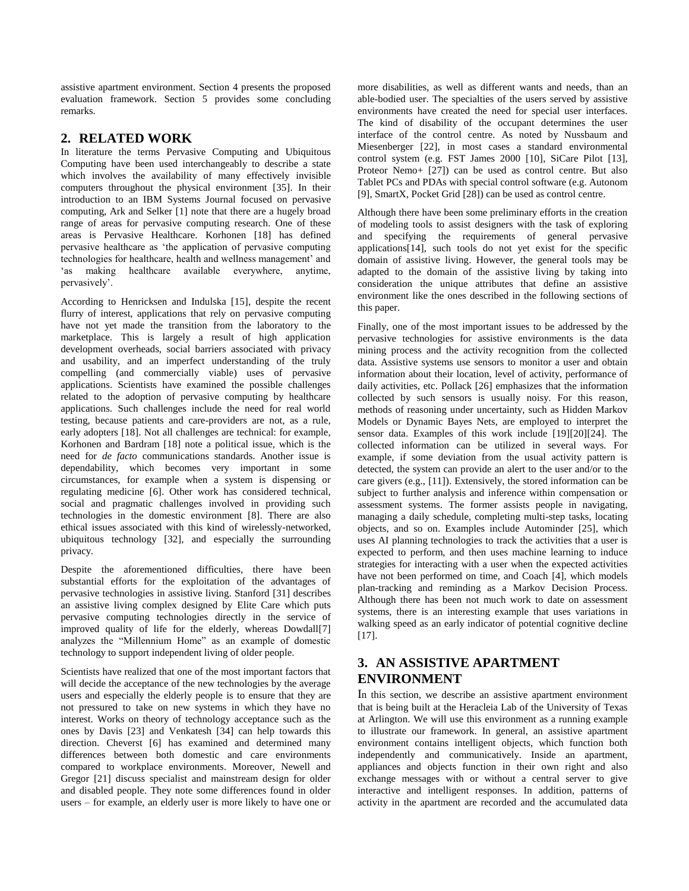assistive apartment environment. Section 4 presents the proposed evaluation framework. Section 5 provides some concluding remarks.

## 2. RELATED WORK

In literature the terms Pervasive Computing and Ubiquitous Computing have been used interchangeably to describe a state which involves the availability of many effectively invisible computers throughout the physical environment [35]. In their introduction to an IBM Systems Journal focused on pervasive computing, Ark and Selker [1] note that there are a hugely broad range of areas for pervasive computing research. One of these areas is Pervasive Healthcare. Korhonen [18] has defined pervasive healthcare as 'the application of pervasive computing technologies for healthcare, health and wellness management' and 'as making healthcare available everywhere, anytime, pervasively'.

According to Henricksen and Indulska [15], despite the recent flurry of interest, applications that rely on pervasive computing have not yet made the transition from the laboratory to the marketplace. This is largely a result of high application development overheads, social barriers associated with privacy and usability, and an imperfect understanding of the truly compelling (and commercially viable) uses of pervasive applications. Scientists have examined the possible challenges related to the adoption of pervasive computing by healthcare applications. Such challenges include the need for real world testing, because patients and care-providers are not, as a rule, early adopters [18]. Not all challenges are technical: for example, Korhonen and Bardram [18] note a political issue, which is the need for *de facto* communications standards. Another issue is dependability, which becomes very important in some circumstances, for example when a system is dispensing or regulating medicine [6]. Other work has considered technical, social and pragmatic challenges involved in providing such technologies in the domestic environment [8]. There are also ethical issues associated with this kind of wirelessly-networked, ubiquitous technology [32], and especially the surrounding privacy.

Despite the aforementioned difficulties, there have been substantial efforts for the exploitation of the advantages of pervasive technologies in assistive living. Stanford [31] describes an assistive living complex designed by Elite Care which puts pervasive computing technologies directly in the service of improved quality of life for the elderly, whereas Dowdall[7] analyzes the "Millennium Home" as an example of domestic technology to support independent living of older people.

Scientists have realized that one of the most important factors that will decide the acceptance of the new technologies by the average users and especially the elderly people is to ensure that they are not pressured to take on new systems in which they have no interest. Works on theory of technology acceptance such as the ones by Davis [23] and Venkatesh [34] can help towards this direction. Cheverst [6] has examined and determined many differences between both domestic and care environments compared to workplace environments. Moreover, Newell and Gregor [21] discuss specialist and mainstream design for older and disabled people. They note some differences found in older users – for example, an elderly user is more likely to have one or more disabilities, as well as different wants and needs, than an able-bodied user. The specialties of the users served by assistive environments have created the need for special user interfaces. The kind of disability of the occupant determines the user interface of the control centre. As noted by Nussbaum and Miesenberger [22], in most cases a standard environmental control system (e.g. FST James 2000 [10], SiCare Pilot [13], Proteor Nemo+ [27]) can be used as control centre. But also Tablet PCs and PDAs with special control software (e.g. Autonom [9], SmartX, Pocket Grid [28]) can be used as control centre.

Although there have been some preliminary efforts in the creation of modeling tools to assist designers with the task of exploring and specifying the requirements of general pervasive applications[14], such tools do not yet exist for the specific domain of assistive living. However, the general tools may be adapted to the domain of the assistive living by taking into consideration the unique attributes that define an assistive environment like the ones described in the following sections of this paper.

Finally, one of the most important issues to be addressed by the pervasive technologies for assistive environments is the data mining process and the activity recognition from the collected data. Assistive systems use sensors to monitor a user and obtain information about their location, level of activity, performance of daily activities, etc. Pollack [26] emphasizes that the information collected by such sensors is usually noisy. For this reason, methods of reasoning under uncertainty, such as Hidden Markov Models or Dynamic Bayes Nets, are employed to interpret the sensor data. Examples of this work include [19][20][24]. The collected information can be utilized in several ways. For example, if some deviation from the usual activity pattern is detected, the system can provide an alert to the user and/or to the care givers (e.g., [11]). Extensively, the stored information can be subject to further analysis and inference within compensation or assessment systems. The former assists people in navigating, managing a daily schedule, completing multi-step tasks, locating objects, and so on. Examples include Autominder [25], which uses AI planning technologies to track the activities that a user is expected to perform, and then uses machine learning to induce strategies for interacting with a user when the expected activities have not been performed on time, and Coach [4], which models plan-tracking and reminding as a Markov Decision Process. Although there has been not much work to date on assessment systems, there is an interesting example that uses variations in walking speed as an early indicator of potential cognitive decline [17].

## 3. AN ASSISTIVE APARTMENT ENVIRONMENT

In this section, we describe an assistive apartment environment that is being built at the Heracleia Lab of the University of Texas at Arlington. We will use this environment as a running example to illustrate our framework. In general, an assistive apartment environment contains intelligent objects, which function both independently and communicatively. Inside an apartment, appliances and objects function in their own right and also exchange messages with or without a central server to give interactive and intelligent responses. In addition, patterns of activity in the apartment are recorded and the accumulated data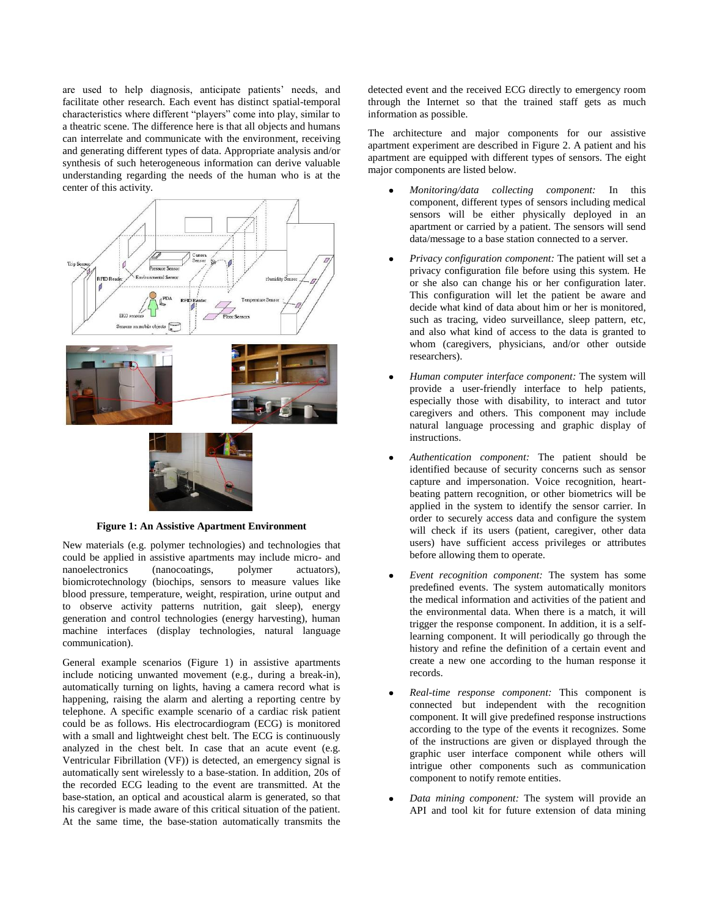are used to help diagnosis, anticipate patients' needs, and facilitate other research. Each event has distinct spatial-temporal characteristics where different "players" come into play, similar to a theatric scene. The difference here is that all objects and humans can interrelate and communicate with the environment, receiving and generating different types of data. Appropriate analysis and/or synthesis of such heterogeneous information can derive valuable understanding regarding the needs of the human who is at the center of this activity.

**Figure 1: An Assistive Apartment Environment**

New materials (e.g. polymer technologies) and technologies that could be applied in assistive apartments may include micro- and nanoelectronics (nanocoatings, polymer actuators), biomicrotechnology (biochips, sensors to measure values like blood pressure, temperature, weight, respiration, urine output and to observe activity patterns nutrition, gait sleep), energy generation and control technologies (energy harvesting), human machine interfaces (display technologies, natural language communication).

General example scenarios (Figure 1) in assistive apartments include noticing unwanted movement (e.g., during a break-in), automatically turning on lights, having a camera record what is happening, raising the alarm and alerting a reporting centre by telephone. A specific example scenario of a cardiac risk patient could be as follows. His electrocardiogram (ECG) is monitored with a small and lightweight chest belt. The ECG is continuously analyzed in the chest belt. In case that an acute event (e.g. Ventricular Fibrillation (VF)) is detected, an emergency signal is automatically sent wirelessly to a base-station. In addition, 20s of the recorded ECG leading to the event are transmitted. At the base-station, an optical and acoustical alarm is generated, so that his caregiver is made aware of this critical situation of the patient. At the same time, the base-station automatically transmits the detected event and the received ECG directly to emergency room through the Internet so that the trained staff gets as much information as possible.

The architecture and major components for our assistive apartment experiment are described in Figure 2. A patient and his apartment are equipped with different types of sensors. The eight major components are listed below.

- *Monitoring/data collecting component:* In this component, different types of sensors including medical sensors will be either physically deployed in an apartment or carried by a patient. The sensors will send data/message to a base station connected to a server.
- *Privacy configuration component:* The patient will set a privacy configuration file before using this system. He or she also can change his or her configuration later. This configuration will let the patient be aware and decide what kind of data about him or her is monitored, such as tracing, video surveillance, sleep pattern, etc, and also what kind of access to the data is granted to whom (caregivers, physicians, and/or other outside researchers).
- *Human computer interface component:* The system will provide a user-friendly interface to help patients, especially those with disability, to interact and tutor caregivers and others. This component may include natural language processing and graphic display of instructions.
- *Authentication component:* The patient should be identified because of security concerns such as sensor capture and impersonation. Voice recognition, heart-beating pattern recognition, or other biometrics will be applied in the system to identify the sensor carrier. In order to securely access data and configure the system will check if its users (patient, caregiver, other data users) have sufficient access privileges or attributes before allowing them to operate.
- *Event recognition component:* The system has some predefined events. The system automatically monitors the medical information and activities of the patient and the environmental data. When there is a match, it will trigger the response component. In addition, it is a self-learning component. It will periodically go through the history and refine the definition of a certain event and create a new one according to the human response it records.
- *Real-time response component:* This component is connected but independent with the recognition component. It will give predefined response instructions according to the type of the events it recognizes. Some of the instructions are given or displayed through the graphic user interface component while others will intrigue other components such as communication component to notify remote entities.
- *Data mining component:* The system will provide an API and tool kit for future extension of data mining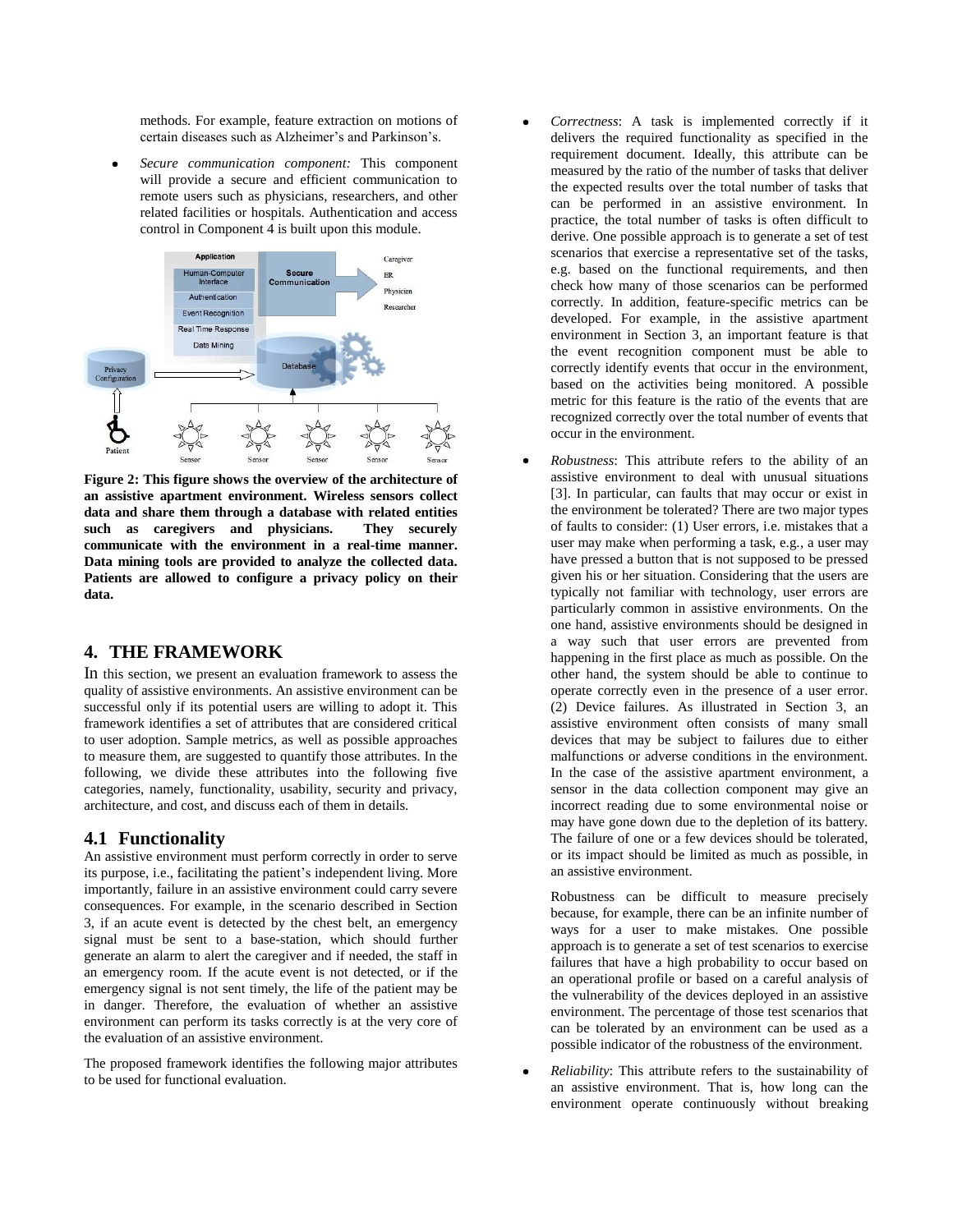methods. For example, feature extraction on motions of certain diseases such as Alzheimer's and Parkinson's.

- *Secure communication component:* This component will provide a secure and efficient communication to remote users such as physicians, researchers, and other related facilities or hospitals. Authentication and access control in Component 4 is built upon this module.

Application
Human-Computer Interface
Authentication
Event Recognition
Real Time Response
Data Mining
Secure Communication
Caregiver
ER
Physician
Researcher
Privacy Configuration
Database
Patient
Sensor
Sensor
Sensor
Sensor
Sensor

**Figure 2: This figure shows the overview of the architecture of an assistive apartment environment. Wireless sensors collect data and share them through a database with related entities such as caregivers and physicians. They securely communicate with the environment in a real-time manner. Data mining tools are provided to analyze the collected data. Patients are allowed to configure a privacy policy on their data.**

## 4. THE FRAMEWORK

In this section, we present an evaluation framework to assess the quality of assistive environments. An assistive environment can be successful only if its potential users are willing to adopt it. This framework identifies a set of attributes that are considered critical to user adoption. Sample metrics, as well as possible approaches to measure them, are suggested to quantify those attributes. In the following, we divide these attributes into the following five categories, namely, functionality, usability, security and privacy, architecture, and cost, and discuss each of them in details.

### 4.1 Functionality

An assistive environment must perform correctly in order to serve its purpose, i.e., facilitating the patient's independent living. More importantly, failure in an assistive environment could carry severe consequences. For example, in the scenario described in Section 3, if an acute event is detected by the chest belt, an emergency signal must be sent to a base-station, which should further generate an alarm to alert the caregiver and if needed, the staff in an emergency room. If the acute event is not detected, or if the emergency signal is not sent timely, the life of the patient may be in danger. Therefore, the evaluation of whether an assistive environment can perform its tasks correctly is at the very core of the evaluation of an assistive environment.

The proposed framework identifies the following major attributes to be used for functional evaluation.

- *Correctness*: A task is implemented correctly if it delivers the required functionality as specified in the requirement document. Ideally, this attribute can be measured by the ratio of the number of tasks that deliver the expected results over the total number of tasks that can be performed in an assistive environment. In practice, the total number of tasks is often difficult to derive. One possible approach is to generate a set of test scenarios that exercise a representative set of the tasks, e.g. based on the functional requirements, and then check how many of those scenarios can be performed correctly. In addition, feature-specific metrics can be developed. For example, in the assistive apartment environment in Section 3, an important feature is that the event recognition component must be able to correctly identify events that occur in the environment, based on the activities being monitored. A possible metric for this feature is the ratio of the events that are recognized correctly over the total number of events that occur in the environment.

- *Robustness*: This attribute refers to the ability of an assistive environment to deal with unusual situations [3]. In particular, can faults that may occur or exist in the environment be tolerated? There are two major types of faults to consider: (1) User errors, i.e. mistakes that a user may make when performing a task, e.g., a user may have pressed a button that is not supposed to be pressed given his or her situation. Considering that the users are typically not familiar with technology, user errors are particularly common in assistive environments. On the one hand, assistive environments should be designed in a way such that user errors are prevented from happening in the first place as much as possible. On the other hand, the system should be able to continue to operate correctly even in the presence of a user error. (2) Device failures. As illustrated in Section 3, an assistive environment often consists of many small devices that may be subject to failures due to either malfunctions or adverse conditions in the environment. In the case of the assistive apartment environment, a sensor in the data collection component may give an incorrect reading due to some environmental noise or may have gone down due to the depletion of its battery. The failure of one or a few devices should be tolerated, or its impact should be limited as much as possible, in an assistive environment.

  Robustness can be difficult to measure precisely because, for example, there can be an infinite number of ways for a user to make mistakes. One possible approach is to generate a set of test scenarios to exercise failures that have a high probability to occur based on an operational profile or based on a careful analysis of the vulnerability of the devices deployed in an assistive environment. The percentage of those test scenarios that can be tolerated by an environment can be used as a possible indicator of the robustness of the environment.

- *Reliability*: This attribute refers to the sustainability of an assistive environment. That is, how long can the environment operate continuously without breaking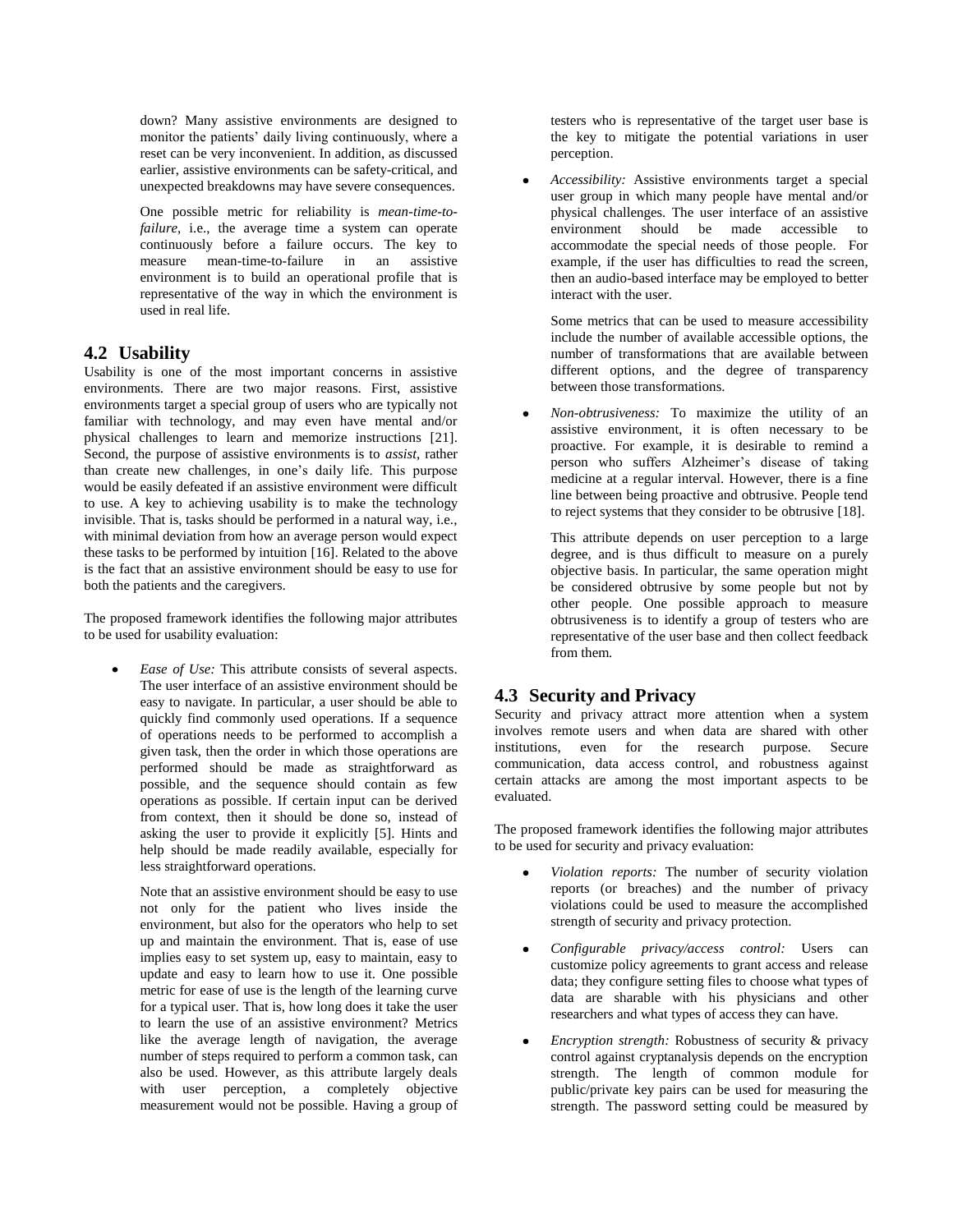down? Many assistive environments are designed to monitor the patients' daily living continuously, where a reset can be very inconvenient. In addition, as discussed earlier, assistive environments can be safety-critical, and unexpected breakdowns may have severe consequences.

One possible metric for reliability is *mean-time-to-failure*, i.e., the average time a system can operate continuously before a failure occurs. The key to measure mean-time-to-failure in an assistive environment is to build an operational profile that is representative of the way in which the environment is used in real life.

## 4.2 Usability

Usability is one of the most important concerns in assistive environments. There are two major reasons. First, assistive environments target a special group of users who are typically not familiar with technology, and may even have mental and/or physical challenges to learn and memorize instructions [21]. Second, the purpose of assistive environments is to *assist*, rather than create new challenges, in one's daily life. This purpose would be easily defeated if an assistive environment were difficult to use. A key to achieving usability is to make the technology invisible. That is, tasks should be performed in a natural way, i.e., with minimal deviation from how an average person would expect these tasks to be performed by intuition [16]. Related to the above is the fact that an assistive environment should be easy to use for both the patients and the caregivers.

The proposed framework identifies the following major attributes to be used for usability evaluation:

- *Ease of Use:* This attribute consists of several aspects. The user interface of an assistive environment should be easy to navigate. In particular, a user should be able to quickly find commonly used operations. If a sequence of operations needs to be performed to accomplish a given task, then the order in which those operations are performed should be made as straightforward as possible, and the sequence should contain as few operations as possible. If certain input can be derived from context, then it should be done so, instead of asking the user to provide it explicitly [5]. Hints and help should be made readily available, especially for less straightforward operations.

  Note that an assistive environment should be easy to use not only for the patient who lives inside the environment, but also for the operators who help to set up and maintain the environment. That is, ease of use implies easy to set system up, easy to maintain, easy to update and easy to learn how to use it. One possible metric for ease of use is the length of the learning curve for a typical user. That is, how long does it take the user to learn the use of an assistive environment? Metrics like the average length of navigation, the average number of steps required to perform a common task, can also be used. However, as this attribute largely deals with user perception, a completely objective measurement would not be possible. Having a group of testers who is representative of the target user base is the key to mitigate the potential variations in user perception.

- *Accessibility:* Assistive environments target a special user group in which many people have mental and/or physical challenges. The user interface of an assistive environment should be made accessible to accommodate the special needs of those people. For example, if the user has difficulties to read the screen, then an audio-based interface may be employed to better interact with the user.

  Some metrics that can be used to measure accessibility include the number of available accessible options, the number of transformations that are available between different options, and the degree of transparency between those transformations.

- *Non-obtrusiveness:* To maximize the utility of an assistive environment, it is often necessary to be proactive. For example, it is desirable to remind a person who suffers Alzheimer's disease of taking medicine at a regular interval. However, there is a fine line between being proactive and obtrusive. People tend to reject systems that they consider to be obtrusive [18].

  This attribute depends on user perception to a large degree, and is thus difficult to measure on a purely objective basis. In particular, the same operation might be considered obtrusive by some people but not by other people. One possible approach to measure obtrusiveness is to identify a group of testers who are representative of the user base and then collect feedback from them.

## 4.3 Security and Privacy

Security and privacy attract more attention when a system involves remote users and when data are shared with other institutions, even for the research purpose. Secure communication, data access control, and robustness against certain attacks are among the most important aspects to be evaluated.

The proposed framework identifies the following major attributes to be used for security and privacy evaluation:

- *Violation reports:* The number of security violation reports (or breaches) and the number of privacy violations could be used to measure the accomplished strength of security and privacy protection.
- *Configurable privacy/access control:* Users can customize policy agreements to grant access and release data; they configure setting files to choose what types of data are sharable with his physicians and other researchers and what types of access they can have.
- *Encryption strength:* Robustness of security & privacy control against cryptanalysis depends on the encryption strength. The length of common module for public/private key pairs can be used for measuring the strength. The password setting could be measured by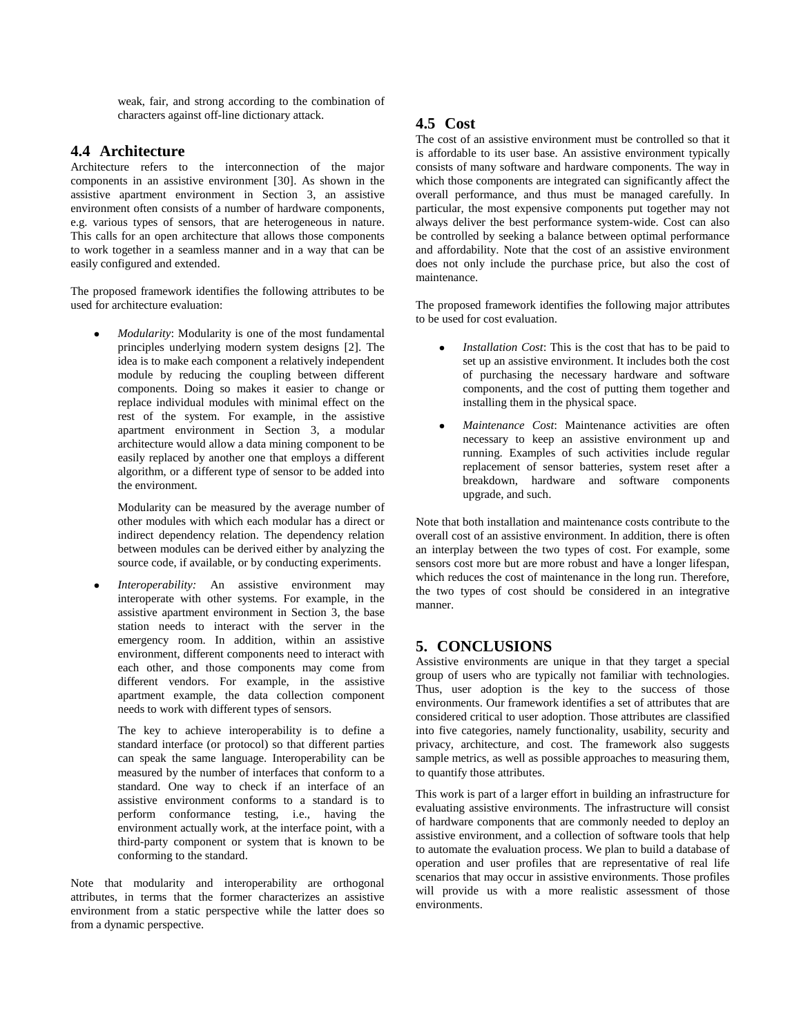weak, fair, and strong according to the combination of characters against off-line dictionary attack.

## 4.4 Architecture

Architecture refers to the interconnection of the major components in an assistive environment [30]. As shown in the assistive apartment environment in Section 3, an assistive environment often consists of a number of hardware components, e.g. various types of sensors, that are heterogeneous in nature. This calls for an open architecture that allows those components to work together in a seamless manner and in a way that can be easily configured and extended.

The proposed framework identifies the following attributes to be used for architecture evaluation:

- *Modularity*: Modularity is one of the most fundamental principles underlying modern system designs [2]. The idea is to make each component a relatively independent module by reducing the coupling between different components. Doing so makes it easier to change or replace individual modules with minimal effect on the rest of the system. For example, in the assistive apartment environment in Section 3, a modular architecture would allow a data mining component to be easily replaced by another one that employs a different algorithm, or a different type of sensor to be added into the environment.

  Modularity can be measured by the average number of other modules with which each modular has a direct or indirect dependency relation. The dependency relation between modules can be derived either by analyzing the source code, if available, or by conducting experiments.

- *Interoperability:* An assistive environment may interoperate with other systems. For example, in the assistive apartment environment in Section 3, the base station needs to interact with the server in the emergency room. In addition, within an assistive environment, different components need to interact with each other, and those components may come from different vendors. For example, in the assistive apartment example, the data collection component needs to work with different types of sensors.

  The key to achieve interoperability is to define a standard interface (or protocol) so that different parties can speak the same language. Interoperability can be measured by the number of interfaces that conform to a standard. One way to check if an interface of an assistive environment conforms to a standard is to perform conformance testing, i.e., having the environment actually work, at the interface point, with a third-party component or system that is known to be conforming to the standard.

Note that modularity and interoperability are orthogonal attributes, in terms that the former characterizes an assistive environment from a static perspective while the latter does so from a dynamic perspective.

## 4.5 Cost

The cost of an assistive environment must be controlled so that it is affordable to its user base. An assistive environment typically consists of many software and hardware components. The way in which those components are integrated can significantly affect the overall performance, and thus must be managed carefully. In particular, the most expensive components put together may not always deliver the best performance system-wide. Cost can also be controlled by seeking a balance between optimal performance and affordability. Note that the cost of an assistive environment does not only include the purchase price, but also the cost of maintenance.

The proposed framework identifies the following major attributes to be used for cost evaluation.

- *Installation Cost*: This is the cost that has to be paid to set up an assistive environment. It includes both the cost of purchasing the necessary hardware and software components, and the cost of putting them together and installing them in the physical space.

- *Maintenance Cost*: Maintenance activities are often necessary to keep an assistive environment up and running. Examples of such activities include regular replacement of sensor batteries, system reset after a breakdown, hardware and software components upgrade, and such.

Note that both installation and maintenance costs contribute to the overall cost of an assistive environment. In addition, there is often an interplay between the two types of cost. For example, some sensors cost more but are more robust and have a longer lifespan, which reduces the cost of maintenance in the long run. Therefore, the two types of cost should be considered in an integrative manner.

# 5. CONCLUSIONS

Assistive environments are unique in that they target a special group of users who are typically not familiar with technologies. Thus, user adoption is the key to the success of those environments. Our framework identifies a set of attributes that are considered critical to user adoption. Those attributes are classified into five categories, namely functionality, usability, security and privacy, architecture, and cost. The framework also suggests sample metrics, as well as possible approaches to measuring them, to quantify those attributes.

This work is part of a larger effort in building an infrastructure for evaluating assistive environments. The infrastructure will consist of hardware components that are commonly needed to deploy an assistive environment, and a collection of software tools that help to automate the evaluation process. We plan to build a database of operation and user profiles that are representative of real life scenarios that may occur in assistive environments. Those profiles will provide us with a more realistic assessment of those environments.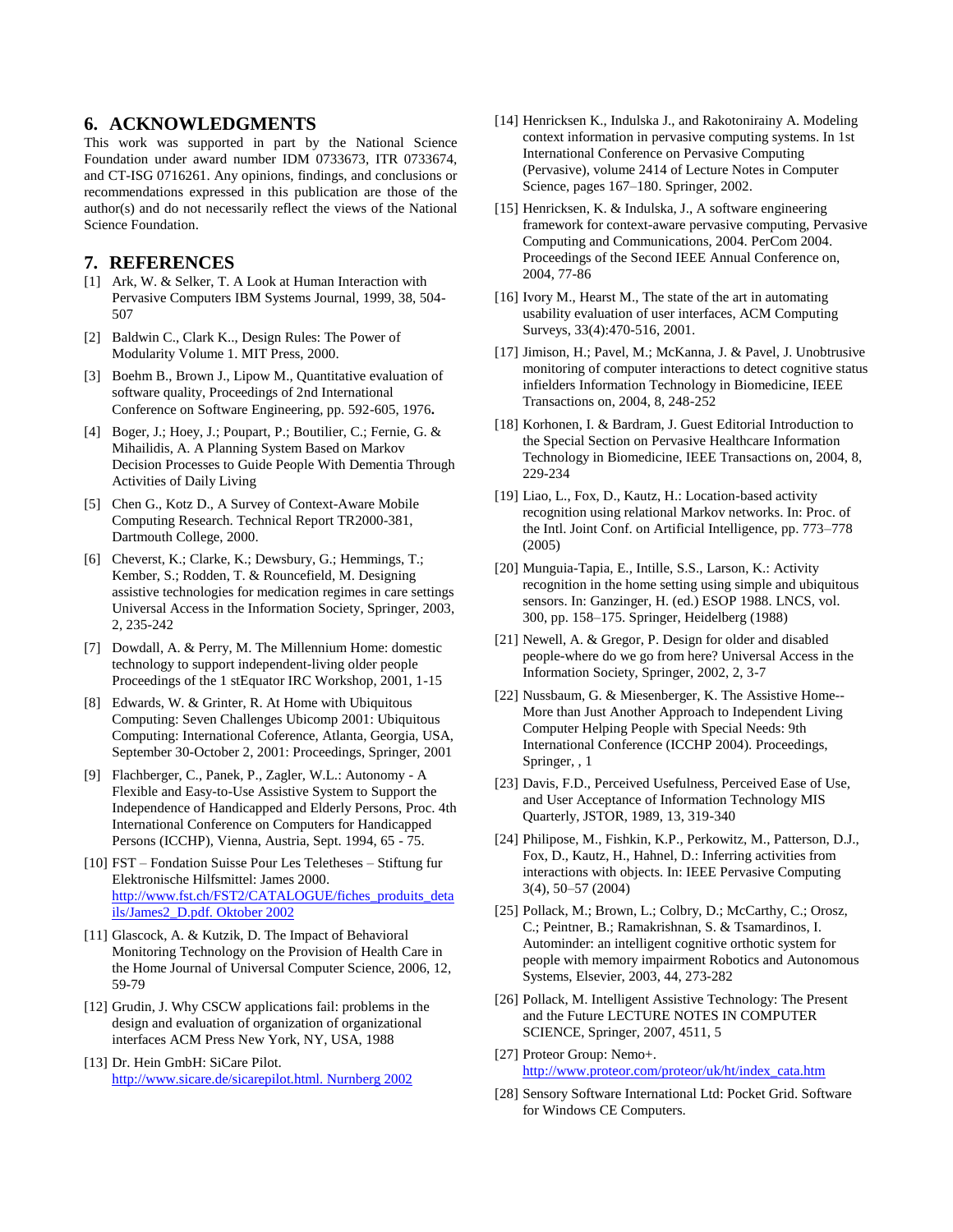## 6. ACKNOWLEDGMENTS

This work was supported in part by the National Science Foundation under award number IDM 0733673, ITR 0733674, and CT-ISG 0716261. Any opinions, findings, and conclusions or recommendations expressed in this publication are those of the author(s) and do not necessarily reflect the views of the National Science Foundation.

## 7. REFERENCES

[1] Ark, W. & Selker, T. A Look at Human Interaction with Pervasive Computers IBM Systems Journal, 1999, 38, 504-507

[2] Baldwin C., Clark K.., Design Rules: The Power of Modularity Volume 1. MIT Press, 2000.

[3] Boehm B., Brown J., Lipow M., Quantitative evaluation of software quality, Proceedings of 2nd International Conference on Software Engineering, pp. 592-605, 1976**.**

[4] Boger, J.; Hoey, J.; Poupart, P.; Boutilier, C.; Fernie, G. & Mihailidis, A. A Planning System Based on Markov Decision Processes to Guide People With Dementia Through Activities of Daily Living

[5] Chen G., Kotz D., A Survey of Context-Aware Mobile Computing Research. Technical Report TR2000-381, Dartmouth College, 2000.

[6] Cheverst, K.; Clarke, K.; Dewsbury, G.; Hemmings, T.; Kember, S.; Rodden, T. & Rouncefield, M. Designing assistive technologies for medication regimes in care settings Universal Access in the Information Society, Springer, 2003, 2, 235-242

[7] Dowdall, A. & Perry, M. The Millennium Home: domestic technology to support independent-living older people Proceedings of the 1 stEquator IRC Workshop, 2001, 1-15

[8] Edwards, W. & Grinter, R. At Home with Ubiquitous Computing: Seven Challenges Ubicomp 2001: Ubiquitous Computing: International Coference, Atlanta, Georgia, USA, September 30-October 2, 2001: Proceedings, Springer, 2001

[9] Flachberger, C., Panek, P., Zagler, W.L.: Autonomy - A Flexible and Easy-to-Use Assistive System to Support the Independence of Handicapped and Elderly Persons, Proc. 4th International Conference on Computers for Handicapped Persons (ICCHP), Vienna, Austria, Sept. 1994, 65 - 75.

[10] FST – Fondation Suisse Pour Les Teletheses – Stiftung fur Elektronische Hilfsmittel: James 2000. http://www.fst.ch/FST2/CATALOGUE/fiches_produits_details/James2_D.pdf. Oktober 2002

[11] Glascock, A. & Kutzik, D. The Impact of Behavioral Monitoring Technology on the Provision of Health Care in the Home Journal of Universal Computer Science, 2006, 12, 59-79

[12] Grudin, J. Why CSCW applications fail: problems in the design and evaluation of organization of organizational interfaces ACM Press New York, NY, USA, 1988

[13] Dr. Hein GmbH: SiCare Pilot. http://www.sicare.de/sicarepilot.html. Nurnberg 2002

[14] Henricksen K., Indulska J., and Rakotonirainy A. Modeling context information in pervasive computing systems. In 1st International Conference on Pervasive Computing (Pervasive), volume 2414 of Lecture Notes in Computer Science, pages 167–180. Springer, 2002.

[15] Henricksen, K. & Indulska, J., A software engineering framework for context-aware pervasive computing, Pervasive Computing and Communications, 2004. PerCom 2004. Proceedings of the Second IEEE Annual Conference on, 2004, 77-86

[16] Ivory M., Hearst M., The state of the art in automating usability evaluation of user interfaces, ACM Computing Surveys, 33(4):470-516, 2001.

[17] Jimison, H.; Pavel, M.; McKanna, J. & Pavel, J. Unobtrusive monitoring of computer interactions to detect cognitive status infielders Information Technology in Biomedicine, IEEE Transactions on, 2004, 8, 248-252

[18] Korhonen, I. & Bardram, J. Guest Editorial Introduction to the Special Section on Pervasive Healthcare Information Technology in Biomedicine, IEEE Transactions on, 2004, 8, 229-234

[19] Liao, L., Fox, D., Kautz, H.: Location-based activity recognition using relational Markov networks. In: Proc. of the Intl. Joint Conf. on Artificial Intelligence, pp. 773–778 (2005)

[20] Munguia-Tapia, E., Intille, S.S., Larson, K.: Activity recognition in the home setting using simple and ubiquitous sensors. In: Ganzinger, H. (ed.) ESOP 1988. LNCS, vol. 300, pp. 158–175. Springer, Heidelberg (1988)

[21] Newell, A. & Gregor, P. Design for older and disabled people-where do we go from here? Universal Access in the Information Society, Springer, 2002, 2, 3-7

[22] Nussbaum, G. & Miesenberger, K. The Assistive Home--More than Just Another Approach to Independent Living Computer Helping People with Special Needs: 9th International Conference (ICCHP 2004). Proceedings, Springer, , 1

[23] Davis, F.D., Perceived Usefulness, Perceived Ease of Use, and User Acceptance of Information Technology MIS Quarterly, JSTOR, 1989, 13, 319-340

[24] Philipose, M., Fishkin, K.P., Perkowitz, M., Patterson, D.J., Fox, D., Kautz, H., Hahnel, D.: Inferring activities from interactions with objects. In: IEEE Pervasive Computing 3(4), 50–57 (2004)

[25] Pollack, M.; Brown, L.; Colbry, D.; McCarthy, C.; Orosz, C.; Peintner, B.; Ramakrishnan, S. & Tsamardinos, I. Autominder: an intelligent cognitive orthotic system for people with memory impairment Robotics and Autonomous Systems, Elsevier, 2003, 44, 273-282

[26] Pollack, M. Intelligent Assistive Technology: The Present and the Future LECTURE NOTES IN COMPUTER SCIENCE, Springer, 2007, 4511, 5

[27] Proteor Group: Nemo+. http://www.proteor.com/proteor/uk/ht/index_cata.htm

[28] Sensory Software International Ltd: Pocket Grid. Software for Windows CE Computers.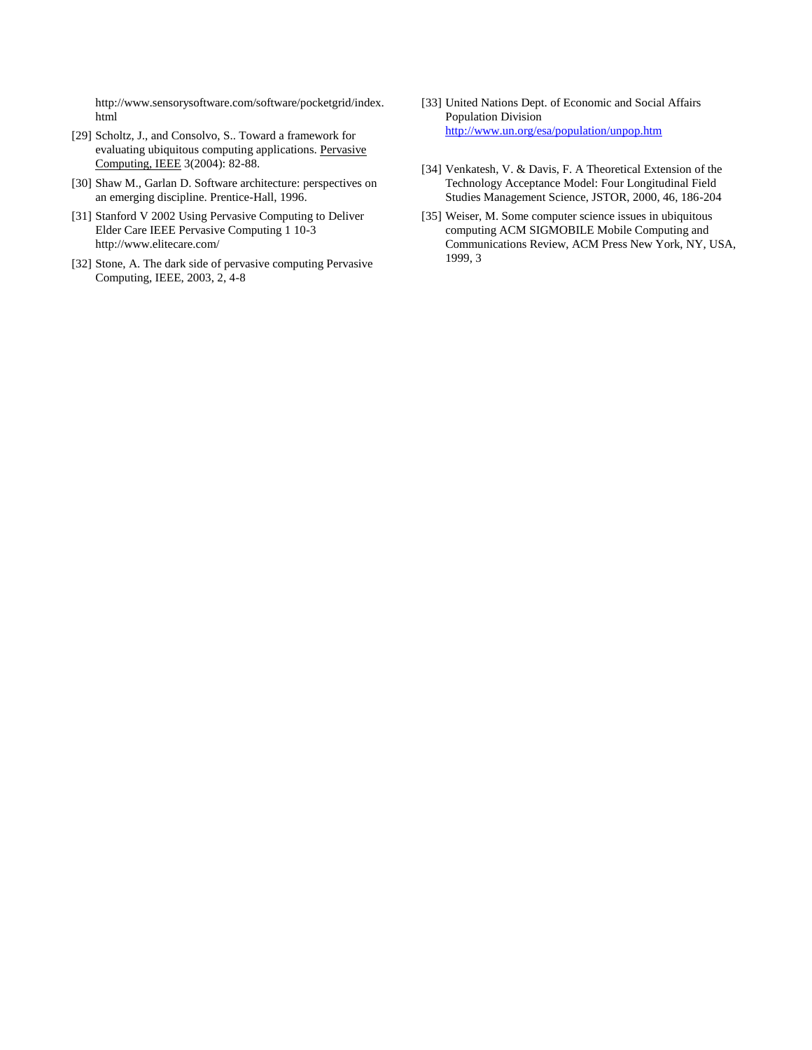http://www.sensorysoftware.com/software/pocketgrid/index.html

[29] Scholtz, J., and Consolvo, S.. Toward a framework for evaluating ubiquitous computing applications. Pervasive Computing, IEEE 3(2004): 82-88.

[30] Shaw M., Garlan D. Software architecture: perspectives on an emerging discipline. Prentice-Hall, 1996.

[31] Stanford V 2002 Using Pervasive Computing to Deliver Elder Care IEEE Pervasive Computing 1 10-3 http://www.elitecare.com/

[32] Stone, A. The dark side of pervasive computing Pervasive Computing, IEEE, 2003, 2, 4-8

[33] United Nations Dept. of Economic and Social Affairs Population Division http://www.un.org/esa/population/unpop.htm

[34] Venkatesh, V. & Davis, F. A Theoretical Extension of the Technology Acceptance Model: Four Longitudinal Field Studies Management Science, JSTOR, 2000, 46, 186-204

[35] Weiser, M. Some computer science issues in ubiquitous computing ACM SIGMOBILE Mobile Computing and Communications Review, ACM Press New York, NY, USA, 1999, 3